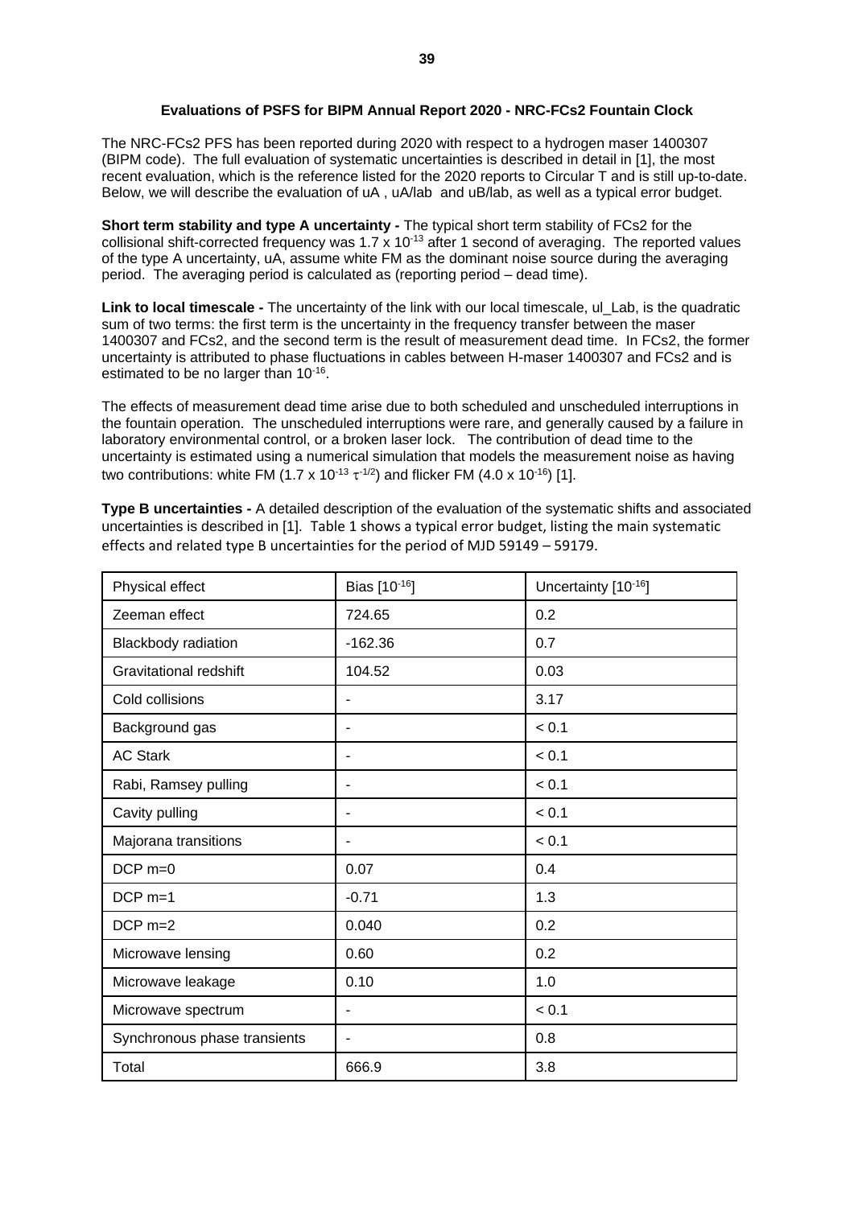### Evaluations of PSFS for BIPM Annual Report 2020 - NRC-FCs2 Fountain Clock

The NRC-FCs2 PFS has been reported during 2020 with respect to a hydrogen maser 1400307 (BIPM code). The full evaluation of systematic uncertainties is described in detail in [1], the most recent evaluation, which is the reference listed for the 2020 reports to Circular T and is still up-to-date. Below, we will describe the evaluation of uA , uA/lab and uB/lab, as well as a typical error budget.

**Short term stability and type A uncertainty -** The typical short term stability of FCs2 for the collisional shift-corrected frequency was $1.7 \times 10^{-13}$ after 1 second of averaging. The reported values of the type A uncertainty, uA, assume white FM as the dominant noise source during the averaging period. The averaging period is calculated as (reporting period – dead time).

**Link to local timescale -** The uncertainty of the link with our local timescale, ul_Lab, is the quadratic sum of two terms: the first term is the uncertainty in the frequency transfer between the maser 1400307 and FCs2, and the second term is the result of measurement dead time. In FCs2, the former uncertainty is attributed to phase fluctuations in cables between H-maser 1400307 and FCs2 and is estimated to be no larger than $10^{-16}$.

The effects of measurement dead time arise due to both scheduled and unscheduled interruptions in the fountain operation. The unscheduled interruptions were rare, and generally caused by a failure in laboratory environmental control, or a broken laser lock. The contribution of dead time to the uncertainty is estimated using a numerical simulation that models the measurement noise as having two contributions: white FM ($1.7 \times 10^{-13}\ \tau^{-1/2}$) and flicker FM ($4.0 \times 10^{-16}$) [1].

**Type B uncertainties -** A detailed description of the evaluation of the systematic shifts and associated uncertainties is described in [1]. Table 1 shows a typical error budget, listing the main systematic effects and related type B uncertainties for the period of MJD 59149 – 59179.

| Physical effect | Bias [$10^{-16}$] | Uncertainty [$10^{-16}$] |
|---|---|---|
| Zeeman effect | 724.65 | 0.2 |
| Blackbody radiation | -162.36 | 0.7 |
| Gravitational redshift | 104.52 | 0.03 |
| Cold collisions | - | 3.17 |
| Background gas | - | < 0.1 |
| AC Stark | - | < 0.1 |
| Rabi, Ramsey pulling | - | < 0.1 |
| Cavity pulling | - | < 0.1 |
| Majorana transitions | - | < 0.1 |
| DCP m=0 | 0.07 | 0.4 |
| DCP m=1 | -0.71 | 1.3 |
| DCP m=2 | 0.040 | 0.2 |
| Microwave lensing | 0.60 | 0.2 |
| Microwave leakage | 0.10 | 1.0 |
| Microwave spectrum | - | < 0.1 |
| Synchronous phase transients | - | 0.8 |
| Total | 666.9 | 3.8 |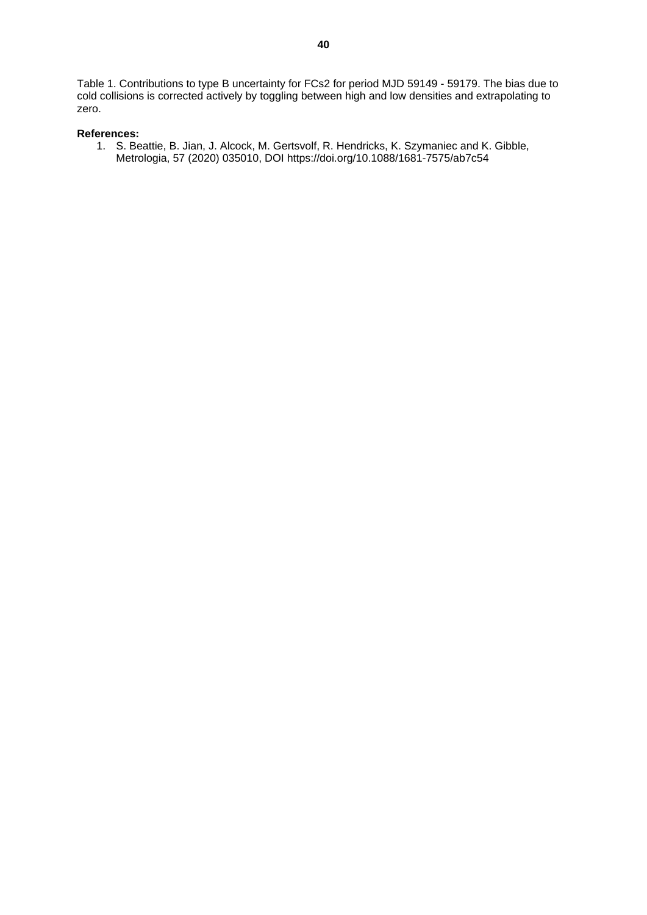Table 1. Contributions to type B uncertainty for FCs2 for period MJD 59149 - 59179. The bias due to cold collisions is corrected actively by toggling between high and low densities and extrapolating to zero.

**References:**

1. S. Beattie, B. Jian, J. Alcock, M. Gertsvolf, R. Hendricks, K. Szymaniec and K. Gibble, Metrologia, 57 (2020) 035010, DOI https://doi.org/10.1088/1681-7575/ab7c54